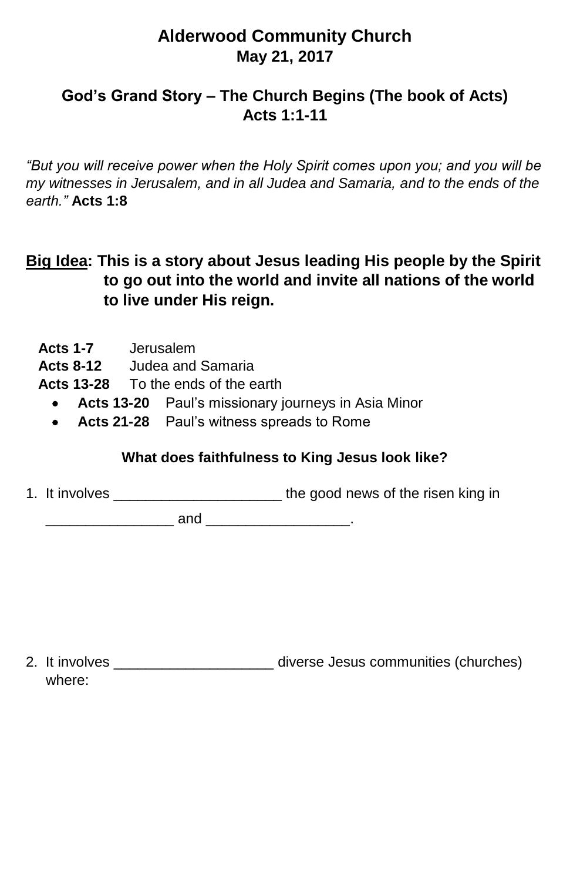# Alderwood Community Church

## May 21, 2017

## God's Grand Story – The Church Begins (The book of Acts)

## Acts 1:1-11

*"But you will receive power when the Holy Spirit comes upon you; and you will be my witnesses in Jerusalem, and in all Judea and Samaria, and to the ends of the earth."* **Acts 1:8**

**<u>Big Idea</u>: This is a story about Jesus leading His people by the Spirit to go out into the world and invite all nations of the world to live under His reign.**

**Acts 1-7** Jerusalem
**Acts 8-12** Judea and Samaria
**Acts 13-28** To the ends of the earth

- **Acts 13-20** Paul's missionary journeys in Asia Minor
- **Acts 21-28** Paul's witness spreads to Rome

**What does faithfulness to King Jesus look like?**

1. It involves _____________________ the good news of the risen king in ________________ and __________________.

2. It involves ____________________ diverse Jesus communities (churches) where: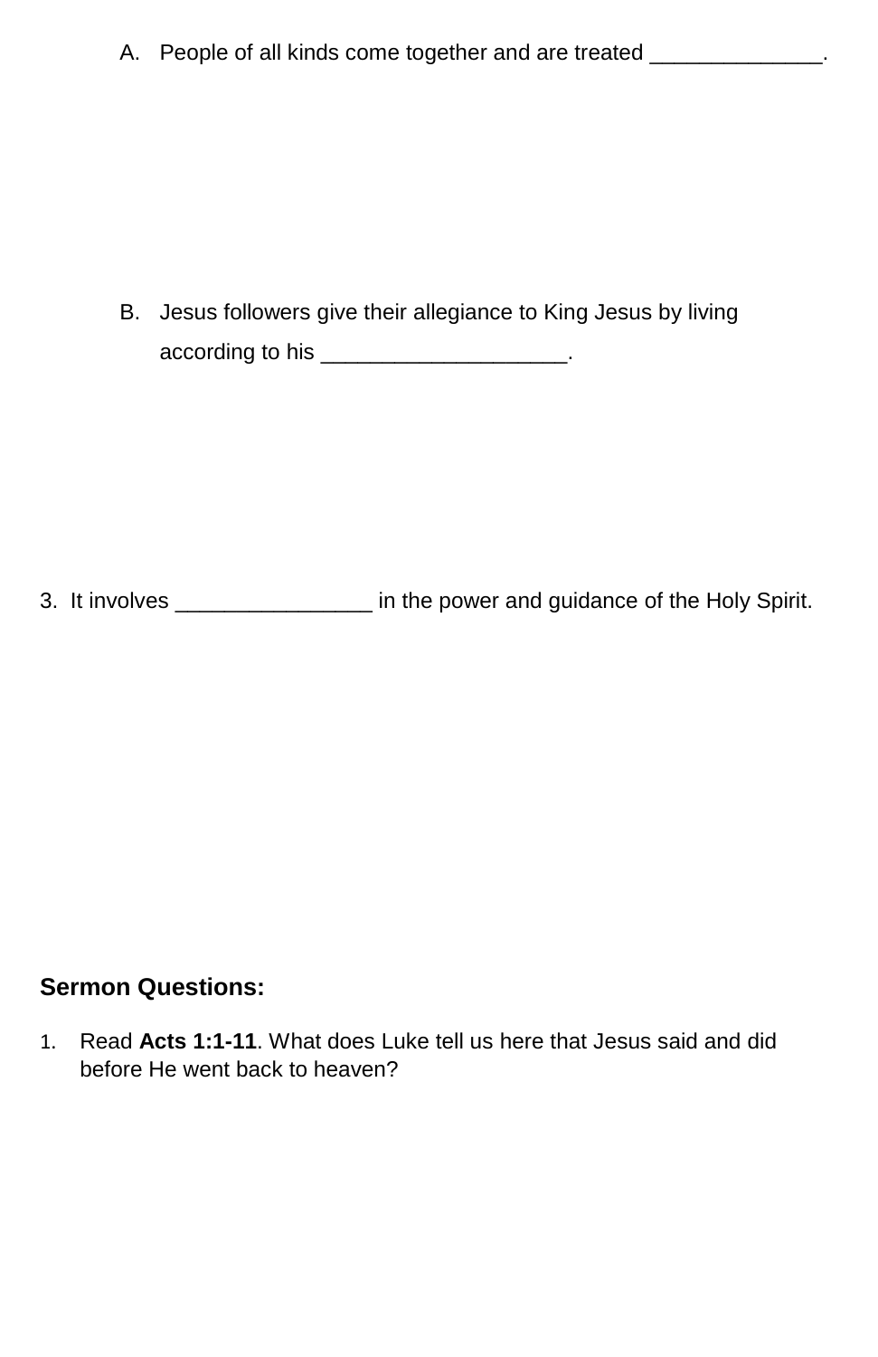A. People of all kinds come together and are treated ______________.

B. Jesus followers give their allegiance to King Jesus by living according to his ____________________.

3. It involves ________________ in the power and guidance of the Holy Spirit.

**Sermon Questions:**

1. Read **Acts 1:1-11**. What does Luke tell us here that Jesus said and did before He went back to heaven?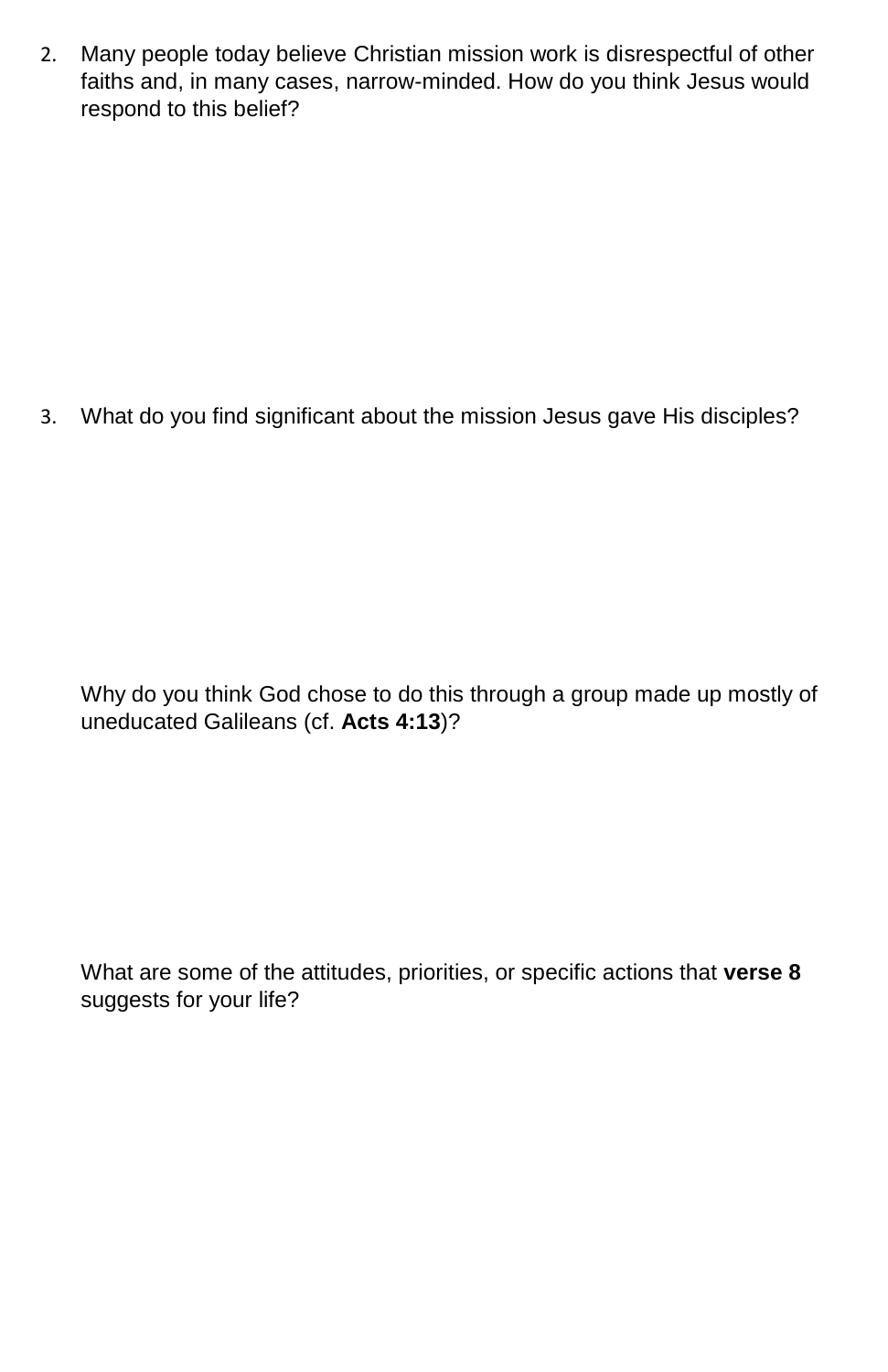2. Many people today believe Christian mission work is disrespectful of other faiths and, in many cases, narrow-minded. How do you think Jesus would respond to this belief?

3. What do you find significant about the mission Jesus gave His disciples?

   Why do you think God chose to do this through a group made up mostly of uneducated Galileans (cf. **Acts 4:13**)?

   What are some of the attitudes, priorities, or specific actions that **verse 8** suggests for your life?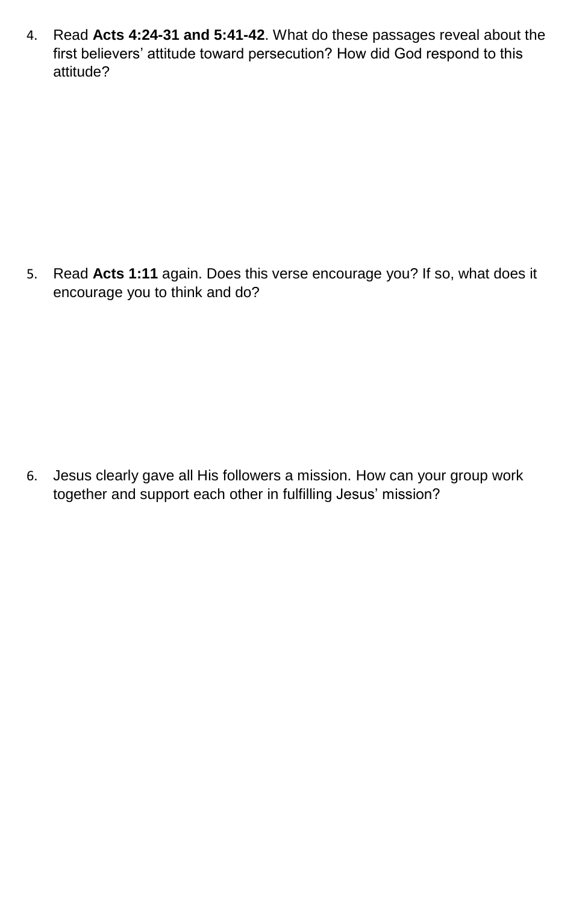4. Read **Acts 4:24-31 and 5:41-42**. What do these passages reveal about the first believers' attitude toward persecution? How did God respond to this attitude?

5. Read **Acts 1:11** again. Does this verse encourage you? If so, what does it encourage you to think and do?

6. Jesus clearly gave all His followers a mission. How can your group work together and support each other in fulfilling Jesus' mission?